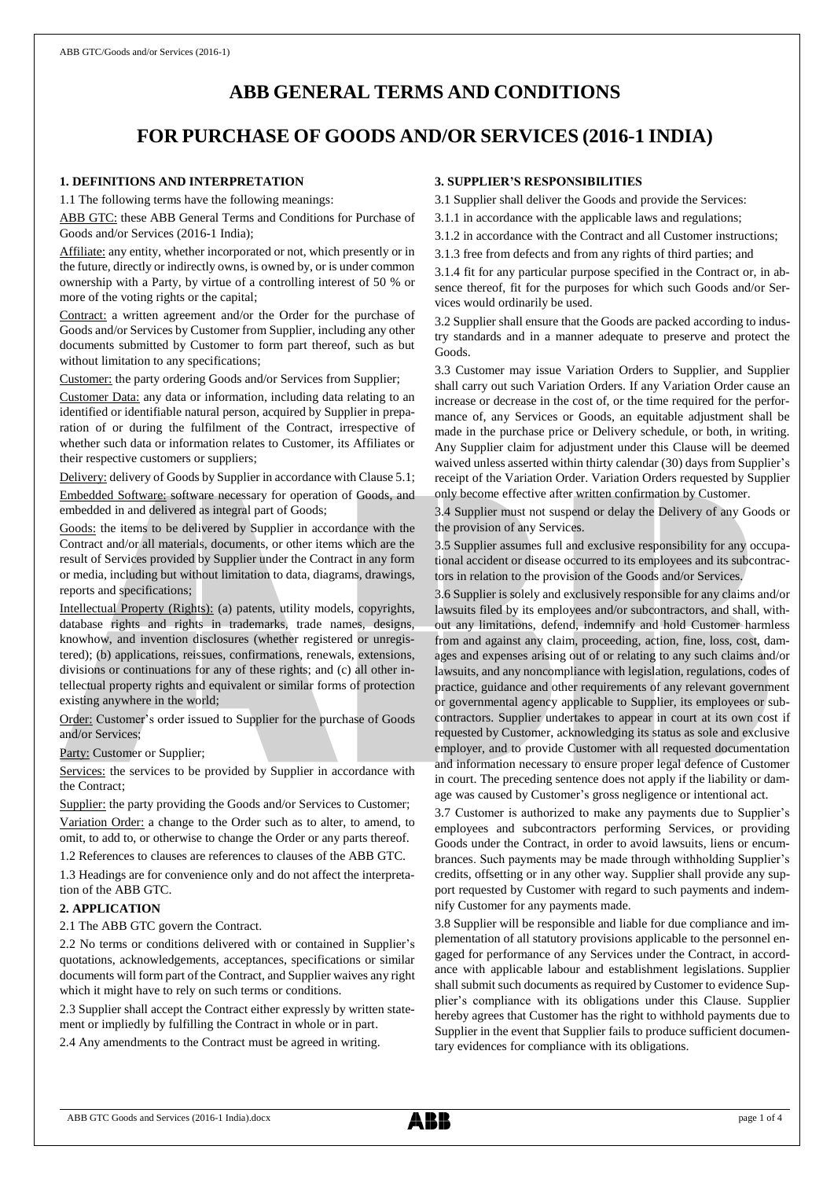# ABB GENERAL TERMS AND CONDITIONS

# FOR PURCHASE OF GOODS AND/OR SERVICES (2016-1 INDIA)

## 1. DEFINITIONS AND INTERPRETATION

1.1 The following terms have the following meanings:

ABB GTC: these ABB General Terms and Conditions for Purchase of Goods and/or Services (2016-1 India);

Affiliate: any entity, whether incorporated or not, which presently or in the future, directly or indirectly owns, is owned by, or is under common ownership with a Party, by virtue of a controlling interest of 50 % or more of the voting rights or the capital;

Contract: a written agreement and/or the Order for the purchase of Goods and/or Services by Customer from Supplier, including any other documents submitted by Customer to form part thereof, such as but without limitation to any specifications;

Customer: the party ordering Goods and/or Services from Supplier;

Customer Data: any data or information, including data relating to an identified or identifiable natural person, acquired by Supplier in preparation of or during the fulfilment of the Contract, irrespective of whether such data or information relates to Customer, its Affiliates or their respective customers or suppliers;

Delivery: delivery of Goods by Supplier in accordance with Clause 5.1;

Embedded Software: software necessary for operation of Goods, and embedded in and delivered as integral part of Goods;

Goods: the items to be delivered by Supplier in accordance with the Contract and/or all materials, documents, or other items which are the result of Services provided by Supplier under the Contract in any form or media, including but without limitation to data, diagrams, drawings, reports and specifications;

Intellectual Property (Rights): (a) patents, utility models, copyrights, database rights and rights in trademarks, trade names, designs, knowhow, and invention disclosures (whether registered or unregistered); (b) applications, reissues, confirmations, renewals, extensions, divisions or continuations for any of these rights; and (c) all other intellectual property rights and equivalent or similar forms of protection existing anywhere in the world;

Order: Customer's order issued to Supplier for the purchase of Goods and/or Services;

Party: Customer or Supplier;

Services: the services to be provided by Supplier in accordance with the Contract;

Supplier: the party providing the Goods and/or Services to Customer;

Variation Order: a change to the Order such as to alter, to amend, to omit, to add to, or otherwise to change the Order or any parts thereof.

1.2 References to clauses are references to clauses of the ABB GTC.

1.3 Headings are for convenience only and do not affect the interpretation of the ABB GTC.

## 2. APPLICATION

2.1 The ABB GTC govern the Contract.

2.2 No terms or conditions delivered with or contained in Supplier's quotations, acknowledgements, acceptances, specifications or similar documents will form part of the Contract, and Supplier waives any right which it might have to rely on such terms or conditions.

2.3 Supplier shall accept the Contract either expressly by written statement or impliedly by fulfilling the Contract in whole or in part.

2.4 Any amendments to the Contract must be agreed in writing.

## 3. SUPPLIER'S RESPONSIBILITIES

3.1 Supplier shall deliver the Goods and provide the Services:

3.1.1 in accordance with the applicable laws and regulations;

3.1.2 in accordance with the Contract and all Customer instructions;

3.1.3 free from defects and from any rights of third parties; and

3.1.4 fit for any particular purpose specified in the Contract or, in absence thereof, fit for the purposes for which such Goods and/or Services would ordinarily be used.

3.2 Supplier shall ensure that the Goods are packed according to industry standards and in a manner adequate to preserve and protect the Goods.

3.3 Customer may issue Variation Orders to Supplier, and Supplier shall carry out such Variation Orders. If any Variation Order cause an increase or decrease in the cost of, or the time required for the performance of, any Services or Goods, an equitable adjustment shall be made in the purchase price or Delivery schedule, or both, in writing. Any Supplier claim for adjustment under this Clause will be deemed waived unless asserted within thirty calendar (30) days from Supplier's receipt of the Variation Order. Variation Orders requested by Supplier only become effective after written confirmation by Customer.

3.4 Supplier must not suspend or delay the Delivery of any Goods or the provision of any Services.

3.5 Supplier assumes full and exclusive responsibility for any occupational accident or disease occurred to its employees and its subcontractors in relation to the provision of the Goods and/or Services.

3.6 Supplier is solely and exclusively responsible for any claims and/or lawsuits filed by its employees and/or subcontractors, and shall, without any limitations, defend, indemnify and hold Customer harmless from and against any claim, proceeding, action, fine, loss, cost, damages and expenses arising out of or relating to any such claims and/or lawsuits, and any noncompliance with legislation, regulations, codes of practice, guidance and other requirements of any relevant government or governmental agency applicable to Supplier, its employees or subcontractors. Supplier undertakes to appear in court at its own cost if requested by Customer, acknowledging its status as sole and exclusive employer, and to provide Customer with all requested documentation and information necessary to ensure proper legal defence of Customer in court. The preceding sentence does not apply if the liability or damage was caused by Customer's gross negligence or intentional act.

3.7 Customer is authorized to make any payments due to Supplier's employees and subcontractors performing Services, or providing Goods under the Contract, in order to avoid lawsuits, liens or encumbrances. Such payments may be made through withholding Supplier's credits, offsetting or in any other way. Supplier shall provide any support requested by Customer with regard to such payments and indemnify Customer for any payments made.

3.8 Supplier will be responsible and liable for due compliance and implementation of all statutory provisions applicable to the personnel engaged for performance of any Services under the Contract, in accordance with applicable labour and establishment legislations. Supplier shall submit such documents as required by Customer to evidence Supplier's compliance with its obligations under this Clause. Supplier hereby agrees that Customer has the right to withhold payments due to Supplier in the event that Supplier fails to produce sufficient documentary evidences for compliance with its obligations.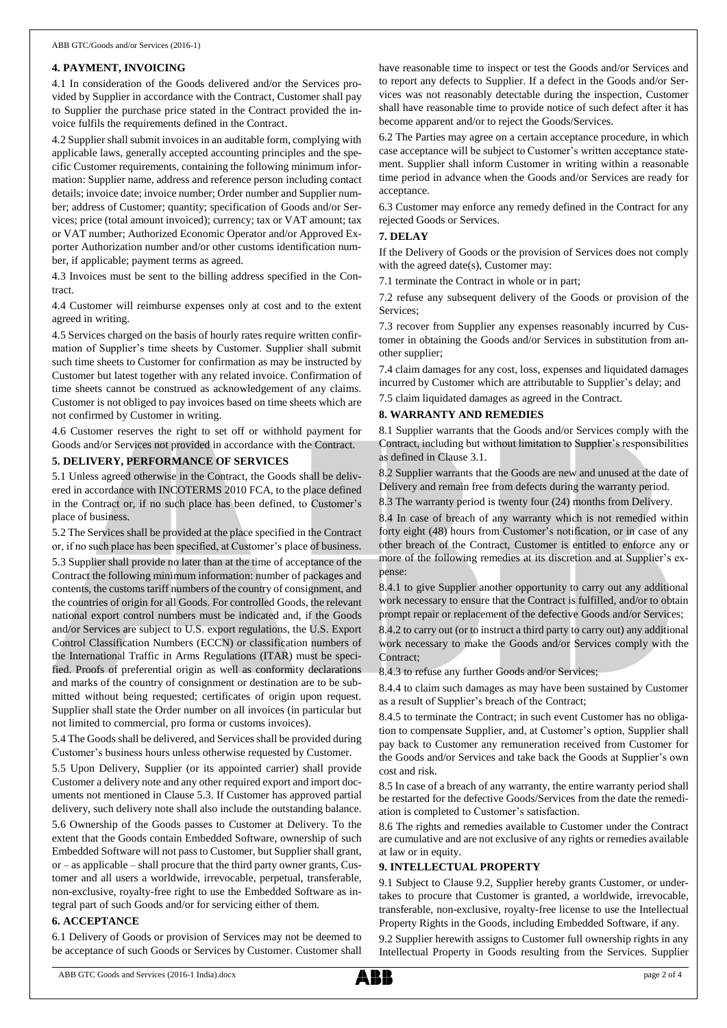## 4. PAYMENT, INVOICING

4.1 In consideration of the Goods delivered and/or the Services provided by Supplier in accordance with the Contract, Customer shall pay to Supplier the purchase price stated in the Contract provided the invoice fulfils the requirements defined in the Contract.

4.2 Supplier shall submit invoices in an auditable form, complying with applicable laws, generally accepted accounting principles and the specific Customer requirements, containing the following minimum information: Supplier name, address and reference person including contact details; invoice date; invoice number; Order number and Supplier number; address of Customer; quantity; specification of Goods and/or Services; price (total amount invoiced); currency; tax or VAT amount; tax or VAT number; Authorized Economic Operator and/or Approved Exporter Authorization number and/or other customs identification number, if applicable; payment terms as agreed.

4.3 Invoices must be sent to the billing address specified in the Contract.

4.4 Customer will reimburse expenses only at cost and to the extent agreed in writing.

4.5 Services charged on the basis of hourly rates require written confirmation of Supplier's time sheets by Customer. Supplier shall submit such time sheets to Customer for confirmation as may be instructed by Customer but latest together with any related invoice. Confirmation of time sheets cannot be construed as acknowledgement of any claims. Customer is not obliged to pay invoices based on time sheets which are not confirmed by Customer in writing.

4.6 Customer reserves the right to set off or withhold payment for Goods and/or Services not provided in accordance with the Contract.

## 5. DELIVERY, PERFORMANCE OF SERVICES

5.1 Unless agreed otherwise in the Contract, the Goods shall be delivered in accordance with INCOTERMS 2010 FCA, to the place defined in the Contract or, if no such place has been defined, to Customer's place of business.

5.2 The Services shall be provided at the place specified in the Contract or, if no such place has been specified, at Customer's place of business.

5.3 Supplier shall provide no later than at the time of acceptance of the Contract the following minimum information: number of packages and contents, the customs tariff numbers of the country of consignment, and the countries of origin for all Goods. For controlled Goods, the relevant national export control numbers must be indicated and, if the Goods and/or Services are subject to U.S. export regulations, the U.S. Export Control Classification Numbers (ECCN) or classification numbers of the International Traffic in Arms Regulations (ITAR) must be specified. Proofs of preferential origin as well as conformity declarations and marks of the country of consignment or destination are to be submitted without being requested; certificates of origin upon request. Supplier shall state the Order number on all invoices (in particular but not limited to commercial, pro forma or customs invoices).

5.4 The Goods shall be delivered, and Services shall be provided during Customer's business hours unless otherwise requested by Customer.

5.5 Upon Delivery, Supplier (or its appointed carrier) shall provide Customer a delivery note and any other required export and import documents not mentioned in Clause 5.3. If Customer has approved partial delivery, such delivery note shall also include the outstanding balance.

5.6 Ownership of the Goods passes to Customer at Delivery. To the extent that the Goods contain Embedded Software, ownership of such Embedded Software will not pass to Customer, but Supplier shall grant, or – as applicable – shall procure that the third party owner grants, Customer and all users a worldwide, irrevocable, perpetual, transferable, non-exclusive, royalty-free right to use the Embedded Software as integral part of such Goods and/or for servicing either of them.

## 6. ACCEPTANCE

6.1 Delivery of Goods or provision of Services may not be deemed to be acceptance of such Goods or Services by Customer. Customer shall have reasonable time to inspect or test the Goods and/or Services and to report any defects to Supplier. If a defect in the Goods and/or Services was not reasonably detectable during the inspection, Customer shall have reasonable time to provide notice of such defect after it has become apparent and/or to reject the Goods/Services.

6.2 The Parties may agree on a certain acceptance procedure, in which case acceptance will be subject to Customer's written acceptance statement. Supplier shall inform Customer in writing within a reasonable time period in advance when the Goods and/or Services are ready for acceptance.

6.3 Customer may enforce any remedy defined in the Contract for any rejected Goods or Services.

## 7. DELAY

If the Delivery of Goods or the provision of Services does not comply with the agreed date(s), Customer may:

7.1 terminate the Contract in whole or in part;

7.2 refuse any subsequent delivery of the Goods or provision of the Services;

7.3 recover from Supplier any expenses reasonably incurred by Customer in obtaining the Goods and/or Services in substitution from another supplier;

7.4 claim damages for any cost, loss, expenses and liquidated damages incurred by Customer which are attributable to Supplier's delay; and

7.5 claim liquidated damages as agreed in the Contract.

## 8. WARRANTY AND REMEDIES

8.1 Supplier warrants that the Goods and/or Services comply with the Contract, including but without limitation to Supplier's responsibilities as defined in Clause 3.1.

8.2 Supplier warrants that the Goods are new and unused at the date of Delivery and remain free from defects during the warranty period.

8.3 The warranty period is twenty four (24) months from Delivery.

8.4 In case of breach of any warranty which is not remedied within forty eight (48) hours from Customer's notification, or in case of any other breach of the Contract, Customer is entitled to enforce any or more of the following remedies at its discretion and at Supplier's expense:

8.4.1 to give Supplier another opportunity to carry out any additional work necessary to ensure that the Contract is fulfilled, and/or to obtain prompt repair or replacement of the defective Goods and/or Services;

8.4.2 to carry out (or to instruct a third party to carry out) any additional work necessary to make the Goods and/or Services comply with the Contract;

8.4.3 to refuse any further Goods and/or Services;

8.4.4 to claim such damages as may have been sustained by Customer as a result of Supplier's breach of the Contract;

8.4.5 to terminate the Contract; in such event Customer has no obligation to compensate Supplier, and, at Customer's option, Supplier shall pay back to Customer any remuneration received from Customer for the Goods and/or Services and take back the Goods at Supplier's own cost and risk.

8.5 In case of a breach of any warranty, the entire warranty period shall be restarted for the defective Goods/Services from the date the remediation is completed to Customer's satisfaction.

8.6 The rights and remedies available to Customer under the Contract are cumulative and are not exclusive of any rights or remedies available at law or in equity.

## 9. INTELLECTUAL PROPERTY

9.1 Subject to Clause 9.2, Supplier hereby grants Customer, or undertakes to procure that Customer is granted, a worldwide, irrevocable, transferable, non-exclusive, royalty-free license to use the Intellectual Property Rights in the Goods, including Embedded Software, if any.

9.2 Supplier herewith assigns to Customer full ownership rights in any Intellectual Property in Goods resulting from the Services. Supplier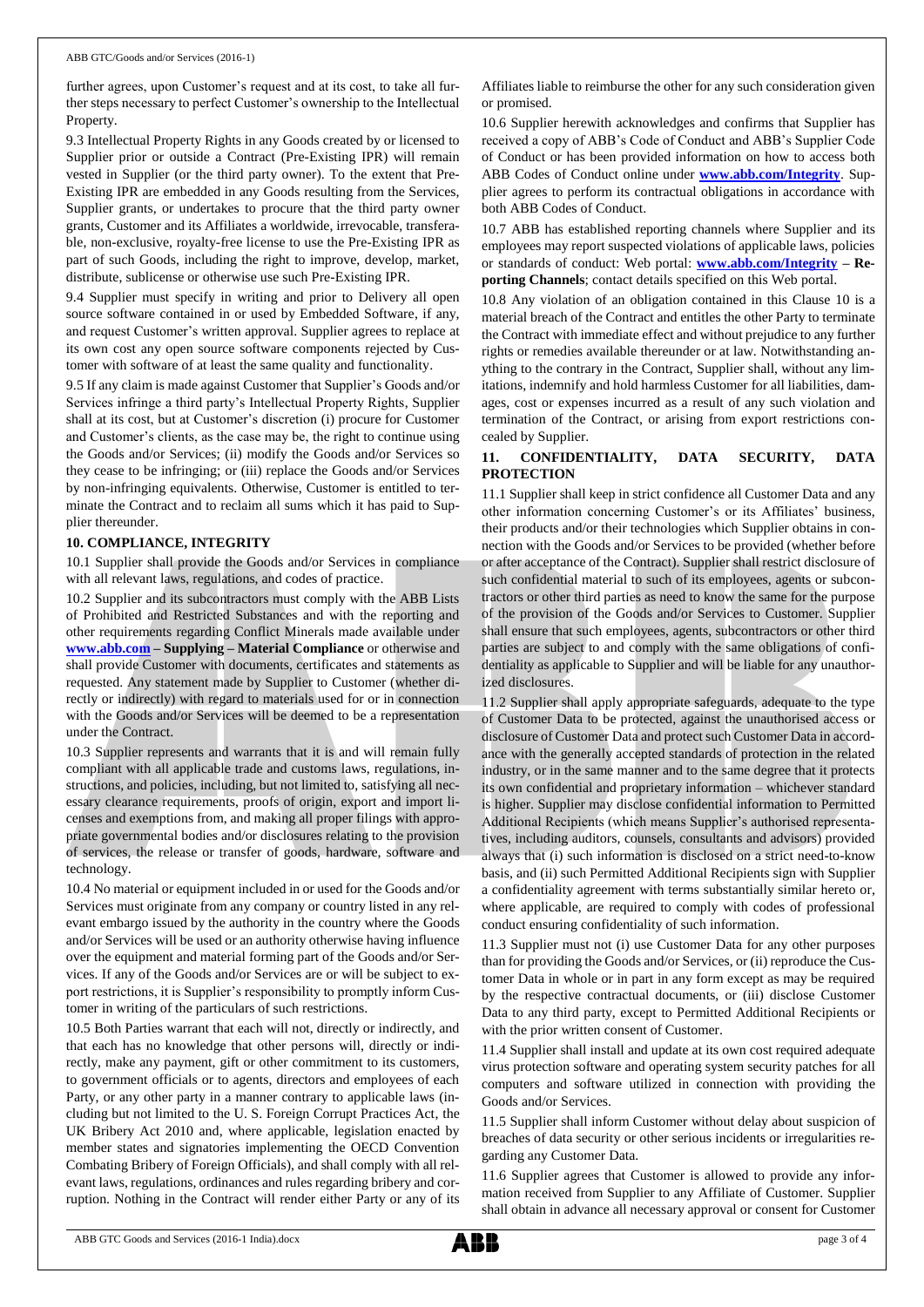further agrees, upon Customer's request and at its cost, to take all further steps necessary to perfect Customer's ownership to the Intellectual Property.

9.3 Intellectual Property Rights in any Goods created by or licensed to Supplier prior or outside a Contract (Pre-Existing IPR) will remain vested in Supplier (or the third party owner). To the extent that Pre-Existing IPR are embedded in any Goods resulting from the Services, Supplier grants, or undertakes to procure that the third party owner grants, Customer and its Affiliates a worldwide, irrevocable, transferable, non-exclusive, royalty-free license to use the Pre-Existing IPR as part of such Goods, including the right to improve, develop, market, distribute, sublicense or otherwise use such Pre-Existing IPR.

9.4 Supplier must specify in writing and prior to Delivery all open source software contained in or used by Embedded Software, if any, and request Customer's written approval. Supplier agrees to replace at its own cost any open source software components rejected by Customer with software of at least the same quality and functionality.

9.5 If any claim is made against Customer that Supplier's Goods and/or Services infringe a third party's Intellectual Property Rights, Supplier shall at its cost, but at Customer's discretion (i) procure for Customer and Customer's clients, as the case may be, the right to continue using the Goods and/or Services; (ii) modify the Goods and/or Services so they cease to be infringing; or (iii) replace the Goods and/or Services by non-infringing equivalents. Otherwise, Customer is entitled to terminate the Contract and to reclaim all sums which it has paid to Supplier thereunder.

**10. COMPLIANCE, INTEGRITY**

10.1 Supplier shall provide the Goods and/or Services in compliance with all relevant laws, regulations, and codes of practice.

10.2 Supplier and its subcontractors must comply with the ABB Lists of Prohibited and Restricted Substances and with the reporting and other requirements regarding Conflict Minerals made available under **www.abb.com – Supplying – Material Compliance** or otherwise and shall provide Customer with documents, certificates and statements as requested. Any statement made by Supplier to Customer (whether directly or indirectly) with regard to materials used for or in connection with the Goods and/or Services will be deemed to be a representation under the Contract.

10.3 Supplier represents and warrants that it is and will remain fully compliant with all applicable trade and customs laws, regulations, instructions, and policies, including, but not limited to, satisfying all necessary clearance requirements, proofs of origin, export and import licenses and exemptions from, and making all proper filings with appropriate governmental bodies and/or disclosures relating to the provision of services, the release or transfer of goods, hardware, software and technology.

10.4 No material or equipment included in or used for the Goods and/or Services must originate from any company or country listed in any relevant embargo issued by the authority in the country where the Goods and/or Services will be used or an authority otherwise having influence over the equipment and material forming part of the Goods and/or Services. If any of the Goods and/or Services are or will be subject to export restrictions, it is Supplier's responsibility to promptly inform Customer in writing of the particulars of such restrictions.

10.5 Both Parties warrant that each will not, directly or indirectly, and that each has no knowledge that other persons will, directly or indirectly, make any payment, gift or other commitment to its customers, to government officials or to agents, directors and employees of each Party, or any other party in a manner contrary to applicable laws (including but not limited to the U. S. Foreign Corrupt Practices Act, the UK Bribery Act 2010 and, where applicable, legislation enacted by member states and signatories implementing the OECD Convention Combating Bribery of Foreign Officials), and shall comply with all relevant laws, regulations, ordinances and rules regarding bribery and corruption. Nothing in the Contract will render either Party or any of its Affiliates liable to reimburse the other for any such consideration given or promised.

10.6 Supplier herewith acknowledges and confirms that Supplier has received a copy of ABB's Code of Conduct and ABB's Supplier Code of Conduct or has been provided information on how to access both ABB Codes of Conduct online under **www.abb.com/Integrity**. Supplier agrees to perform its contractual obligations in accordance with both ABB Codes of Conduct.

10.7 ABB has established reporting channels where Supplier and its employees may report suspected violations of applicable laws, policies or standards of conduct: Web portal: **www.abb.com/Integrity – Reporting Channels**; contact details specified on this Web portal.

10.8 Any violation of an obligation contained in this Clause 10 is a material breach of the Contract and entitles the other Party to terminate the Contract with immediate effect and without prejudice to any further rights or remedies available thereunder or at law. Notwithstanding anything to the contrary in the Contract, Supplier shall, without any limitations, indemnify and hold harmless Customer for all liabilities, damages, cost or expenses incurred as a result of any such violation and termination of the Contract, or arising from export restrictions concealed by Supplier.

**11. CONFIDENTIALITY, DATA SECURITY, DATA PROTECTION**

11.1 Supplier shall keep in strict confidence all Customer Data and any other information concerning Customer's or its Affiliates' business, their products and/or their technologies which Supplier obtains in connection with the Goods and/or Services to be provided (whether before or after acceptance of the Contract). Supplier shall restrict disclosure of such confidential material to such of its employees, agents or subcontractors or other third parties as need to know the same for the purpose of the provision of the Goods and/or Services to Customer. Supplier shall ensure that such employees, agents, subcontractors or other third parties are subject to and comply with the same obligations of confidentiality as applicable to Supplier and will be liable for any unauthorized disclosures.

11.2 Supplier shall apply appropriate safeguards, adequate to the type of Customer Data to be protected, against the unauthorised access or disclosure of Customer Data and protect such Customer Data in accordance with the generally accepted standards of protection in the related industry, or in the same manner and to the same degree that it protects its own confidential and proprietary information – whichever standard is higher. Supplier may disclose confidential information to Permitted Additional Recipients (which means Supplier's authorised representatives, including auditors, counsels, consultants and advisors) provided always that (i) such information is disclosed on a strict need-to-know basis, and (ii) such Permitted Additional Recipients sign with Supplier a confidentiality agreement with terms substantially similar hereto or, where applicable, are required to comply with codes of professional conduct ensuring confidentiality of such information.

11.3 Supplier must not (i) use Customer Data for any other purposes than for providing the Goods and/or Services, or (ii) reproduce the Customer Data in whole or in part in any form except as may be required by the respective contractual documents, or (iii) disclose Customer Data to any third party, except to Permitted Additional Recipients or with the prior written consent of Customer.

11.4 Supplier shall install and update at its own cost required adequate virus protection software and operating system security patches for all computers and software utilized in connection with providing the Goods and/or Services.

11.5 Supplier shall inform Customer without delay about suspicion of breaches of data security or other serious incidents or irregularities regarding any Customer Data.

11.6 Supplier agrees that Customer is allowed to provide any information received from Supplier to any Affiliate of Customer. Supplier shall obtain in advance all necessary approval or consent for Customer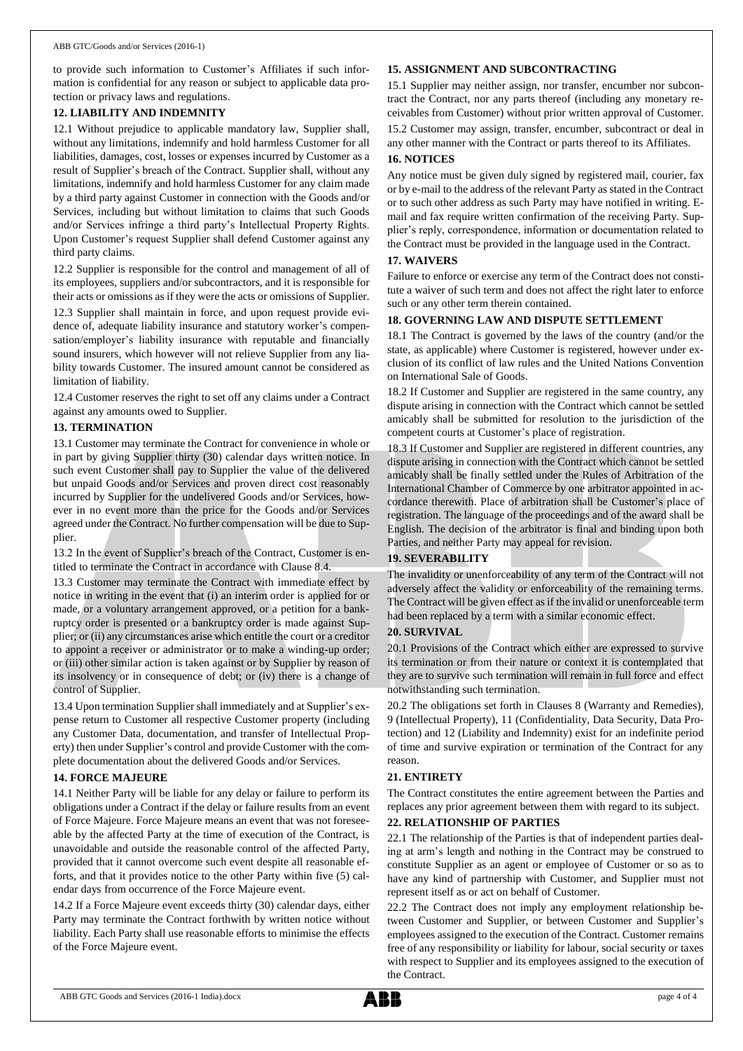to provide such information to Customer's Affiliates if such information is confidential for any reason or subject to applicable data protection or privacy laws and regulations.

**12. LIABILITY AND INDEMNITY**

12.1 Without prejudice to applicable mandatory law, Supplier shall, without any limitations, indemnify and hold harmless Customer for all liabilities, damages, cost, losses or expenses incurred by Customer as a result of Supplier's breach of the Contract. Supplier shall, without any limitations, indemnify and hold harmless Customer for any claim made by a third party against Customer in connection with the Goods and/or Services, including but without limitation to claims that such Goods and/or Services infringe a third party's Intellectual Property Rights. Upon Customer's request Supplier shall defend Customer against any third party claims.

12.2 Supplier is responsible for the control and management of all of its employees, suppliers and/or subcontractors, and it is responsible for their acts or omissions as if they were the acts or omissions of Supplier.

12.3 Supplier shall maintain in force, and upon request provide evidence of, adequate liability insurance and statutory worker's compensation/employer's liability insurance with reputable and financially sound insurers, which however will not relieve Supplier from any liability towards Customer. The insured amount cannot be considered as limitation of liability.

12.4 Customer reserves the right to set off any claims under a Contract against any amounts owed to Supplier.

**13. TERMINATION**

13.1 Customer may terminate the Contract for convenience in whole or in part by giving Supplier thirty (30) calendar days written notice. In such event Customer shall pay to Supplier the value of the delivered but unpaid Goods and/or Services and proven direct cost reasonably incurred by Supplier for the undelivered Goods and/or Services, however in no event more than the price for the Goods and/or Services agreed under the Contract. No further compensation will be due to Supplier.

13.2 In the event of Supplier's breach of the Contract, Customer is entitled to terminate the Contract in accordance with Clause 8.4.

13.3 Customer may terminate the Contract with immediate effect by notice in writing in the event that (i) an interim order is applied for or made, or a voluntary arrangement approved, or a petition for a bankruptcy order is presented or a bankruptcy order is made against Supplier; or (ii) any circumstances arise which entitle the court or a creditor to appoint a receiver or administrator or to make a winding-up order; or (iii) other similar action is taken against or by Supplier by reason of its insolvency or in consequence of debt; or (iv) there is a change of control of Supplier.

13.4 Upon termination Supplier shall immediately and at Supplier's expense return to Customer all respective Customer property (including any Customer Data, documentation, and transfer of Intellectual Property) then under Supplier's control and provide Customer with the complete documentation about the delivered Goods and/or Services.

**14. FORCE MAJEURE**

14.1 Neither Party will be liable for any delay or failure to perform its obligations under a Contract if the delay or failure results from an event of Force Majeure. Force Majeure means an event that was not foreseeable by the affected Party at the time of execution of the Contract, is unavoidable and outside the reasonable control of the affected Party, provided that it cannot overcome such event despite all reasonable efforts, and that it provides notice to the other Party within five (5) calendar days from occurrence of the Force Majeure event.

14.2 If a Force Majeure event exceeds thirty (30) calendar days, either Party may terminate the Contract forthwith by written notice without liability. Each Party shall use reasonable efforts to minimise the effects of the Force Majeure event.

**15. ASSIGNMENT AND SUBCONTRACTING**

15.1 Supplier may neither assign, nor transfer, encumber nor subcontract the Contract, nor any parts thereof (including any monetary receivables from Customer) without prior written approval of Customer.

15.2 Customer may assign, transfer, encumber, subcontract or deal in any other manner with the Contract or parts thereof to its Affiliates.

**16. NOTICES**

Any notice must be given duly signed by registered mail, courier, fax or by e-mail to the address of the relevant Party as stated in the Contract or to such other address as such Party may have notified in writing. E-mail and fax require written confirmation of the receiving Party. Supplier's reply, correspondence, information or documentation related to the Contract must be provided in the language used in the Contract.

**17. WAIVERS**

Failure to enforce or exercise any term of the Contract does not constitute a waiver of such term and does not affect the right later to enforce such or any other term therein contained.

**18. GOVERNING LAW AND DISPUTE SETTLEMENT**

18.1 The Contract is governed by the laws of the country (and/or the state, as applicable) where Customer is registered, however under exclusion of its conflict of law rules and the United Nations Convention on International Sale of Goods.

18.2 If Customer and Supplier are registered in the same country, any dispute arising in connection with the Contract which cannot be settled amicably shall be submitted for resolution to the jurisdiction of the competent courts at Customer's place of registration.

18.3 If Customer and Supplier are registered in different countries, any dispute arising in connection with the Contract which cannot be settled amicably shall be finally settled under the Rules of Arbitration of the International Chamber of Commerce by one arbitrator appointed in accordance therewith. Place of arbitration shall be Customer's place of registration. The language of the proceedings and of the award shall be English. The decision of the arbitrator is final and binding upon both Parties, and neither Party may appeal for revision.

**19. SEVERABILITY**

The invalidity or unenforceability of any term of the Contract will not adversely affect the validity or enforceability of the remaining terms. The Contract will be given effect as if the invalid or unenforceable term had been replaced by a term with a similar economic effect.

**20. SURVIVAL**

20.1 Provisions of the Contract which either are expressed to survive its termination or from their nature or context it is contemplated that they are to survive such termination will remain in full force and effect notwithstanding such termination.

20.2 The obligations set forth in Clauses 8 (Warranty and Remedies), 9 (Intellectual Property), 11 (Confidentiality, Data Security, Data Protection) and 12 (Liability and Indemnity) exist for an indefinite period of time and survive expiration or termination of the Contract for any reason.

**21. ENTIRETY**

The Contract constitutes the entire agreement between the Parties and replaces any prior agreement between them with regard to its subject.

**22. RELATIONSHIP OF PARTIES**

22.1 The relationship of the Parties is that of independent parties dealing at arm's length and nothing in the Contract may be construed to constitute Supplier as an agent or employee of Customer or so as to have any kind of partnership with Customer, and Supplier must not represent itself as or act on behalf of Customer.

22.2 The Contract does not imply any employment relationship between Customer and Supplier, or between Customer and Supplier's employees assigned to the execution of the Contract. Customer remains free of any responsibility or liability for labour, social security or taxes with respect to Supplier and its employees assigned to the execution of the Contract.